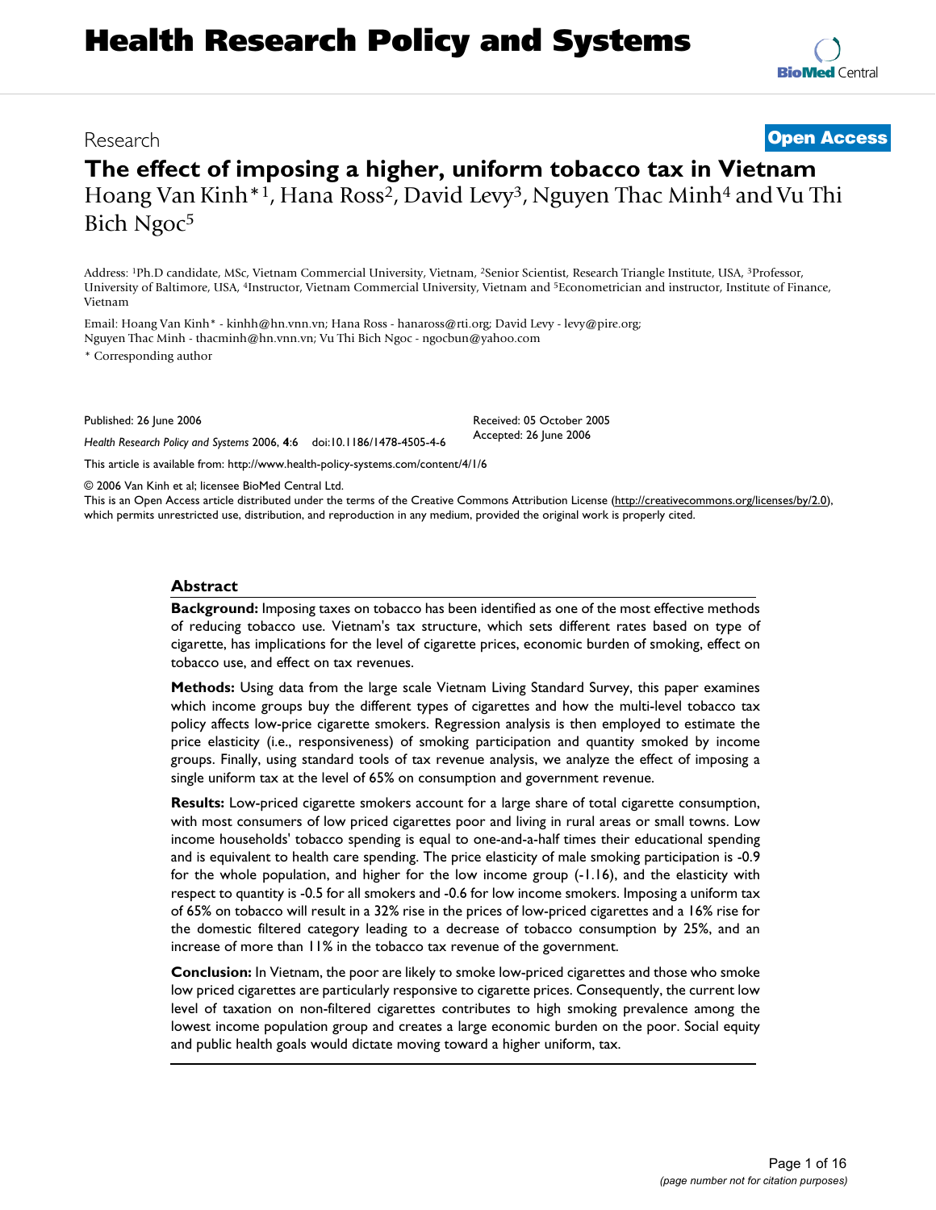Research

**Open Access**

# The effect of imposing a higher, uniform tobacco tax in Vietnam

Hoang Van Kinh*[1], Hana Ross[2], David Levy[3], Nguyen Thac Minh[4] and Vu Thi Bich Ngoc[5]

Address: [1]Ph.D candidate, MSc, Vietnam Commercial University, Vietnam, [2]Senior Scientist, Research Triangle Institute, USA, [3]Professor, University of Baltimore, USA, [4]Instructor, Vietnam Commercial University, Vietnam and [5]Econometrician and instructor, Institute of Finance, Vietnam

Email: Hoang Van Kinh* - kinhh@hn.vnn.vn; Hana Ross - hanaross@rti.org; David Levy - levy@pire.org; Nguyen Thac Minh - thacminh@hn.vnn.vn; Vu Thi Bich Ngoc - ngocbun@yahoo.com

\* Corresponding author

Published: 26 June 2006

*Health Research Policy and Systems* 2006, **4**:6 doi:10.1186/1478-4505-4-6

Received: 05 October 2005
Accepted: 26 June 2006

This article is available from: http://www.health-policy-systems.com/content/4/1/6

© 2006 Van Kinh et al; licensee BioMed Central Ltd.
This is an Open Access article distributed under the terms of the Creative Commons Attribution License (http://creativecommons.org/licenses/by/2.0), which permits unrestricted use, distribution, and reproduction in any medium, provided the original work is properly cited.

## Abstract

**Background:** Imposing taxes on tobacco has been identified as one of the most effective methods of reducing tobacco use. Vietnam's tax structure, which sets different rates based on type of cigarette, has implications for the level of cigarette prices, economic burden of smoking, effect on tobacco use, and effect on tax revenues.

**Methods:** Using data from the large scale Vietnam Living Standard Survey, this paper examines which income groups buy the different types of cigarettes and how the multi-level tobacco tax policy affects low-price cigarette smokers. Regression analysis is then employed to estimate the price elasticity (i.e., responsiveness) of smoking participation and quantity smoked by income groups. Finally, using standard tools of tax revenue analysis, we analyze the effect of imposing a single uniform tax at the level of 65% on consumption and government revenue.

**Results:** Low-priced cigarette smokers account for a large share of total cigarette consumption, with most consumers of low priced cigarettes poor and living in rural areas or small towns. Low income households' tobacco spending is equal to one-and-a-half times their educational spending and is equivalent to health care spending. The price elasticity of male smoking participation is -0.9 for the whole population, and higher for the low income group (-1.16), and the elasticity with respect to quantity is -0.5 for all smokers and -0.6 for low income smokers. Imposing a uniform tax of 65% on tobacco will result in a 32% rise in the prices of low-priced cigarettes and a 16% rise for the domestic filtered category leading to a decrease of tobacco consumption by 25%, and an increase of more than 11% in the tobacco tax revenue of the government.

**Conclusion:** In Vietnam, the poor are likely to smoke low-priced cigarettes and those who smoke low priced cigarettes are particularly responsive to cigarette prices. Consequently, the current low level of taxation on non-filtered cigarettes contributes to high smoking prevalence among the lowest income population group and creates a large economic burden on the poor. Social equity and public health goals would dictate moving toward a higher uniform, tax.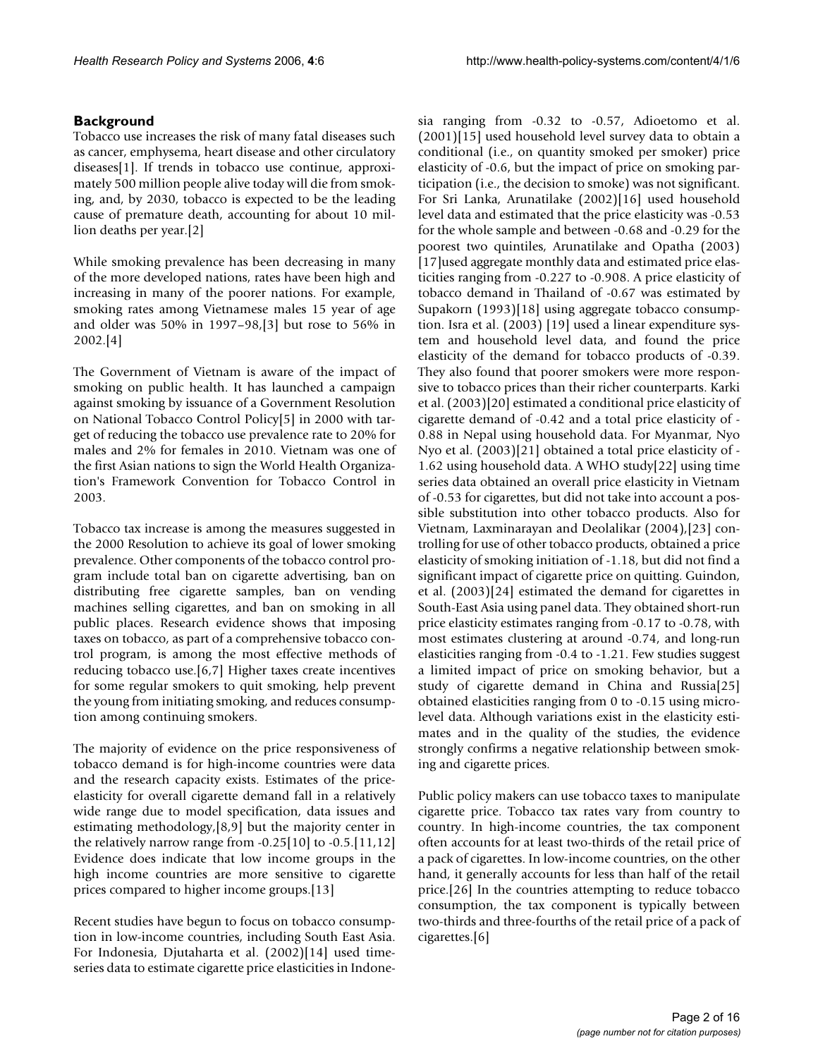## Background

Tobacco use increases the risk of many fatal diseases such as cancer, emphysema, heart disease and other circulatory diseases[1]. If trends in tobacco use continue, approximately 500 million people alive today will die from smoking, and, by 2030, tobacco is expected to be the leading cause of premature death, accounting for about 10 million deaths per year.[2]

While smoking prevalence has been decreasing in many of the more developed nations, rates have been high and increasing in many of the poorer nations. For example, smoking rates among Vietnamese males 15 year of age and older was 50% in 1997–98,[3] but rose to 56% in 2002.[4]

The Government of Vietnam is aware of the impact of smoking on public health. It has launched a campaign against smoking by issuance of a Government Resolution on National Tobacco Control Policy[5] in 2000 with target of reducing the tobacco use prevalence rate to 20% for males and 2% for females in 2010. Vietnam was one of the first Asian nations to sign the World Health Organization's Framework Convention for Tobacco Control in 2003.

Tobacco tax increase is among the measures suggested in the 2000 Resolution to achieve its goal of lower smoking prevalence. Other components of the tobacco control program include total ban on cigarette advertising, ban on distributing free cigarette samples, ban on vending machines selling cigarettes, and ban on smoking in all public places. Research evidence shows that imposing taxes on tobacco, as part of a comprehensive tobacco control program, is among the most effective methods of reducing tobacco use.[6,7] Higher taxes create incentives for some regular smokers to quit smoking, help prevent the young from initiating smoking, and reduces consumption among continuing smokers.

The majority of evidence on the price responsiveness of tobacco demand is for high-income countries were data and the research capacity exists. Estimates of the price-elasticity for overall cigarette demand fall in a relatively wide range due to model specification, data issues and estimating methodology,[8,9] but the majority center in the relatively narrow range from -0.25[10] to -0.5.[11,12] Evidence does indicate that low income groups in the high income countries are more sensitive to cigarette prices compared to higher income groups.[13]

Recent studies have begun to focus on tobacco consumption in low-income countries, including South East Asia. For Indonesia, Djutaharta et al. (2002)[14] used time-series data to estimate cigarette price elasticities in Indonesia ranging from -0.32 to -0.57, Adioetomo et al. (2001)[15] used household level survey data to obtain a conditional (i.e., on quantity smoked per smoker) price elasticity of -0.6, but the impact of price on smoking participation (i.e., the decision to smoke) was not significant. For Sri Lanka, Arunatilake (2002)[16] used household level data and estimated that the price elasticity was -0.53 for the whole sample and between -0.68 and -0.29 for the poorest two quintiles, Arunatilake and Opatha (2003) [17]used aggregate monthly data and estimated price elasticities ranging from -0.227 to -0.908. A price elasticity of tobacco demand in Thailand of -0.67 was estimated by Supakorn (1993)[18] using aggregate tobacco consumption. Isra et al. (2003) [19] used a linear expenditure system and household level data, and found the price elasticity of the demand for tobacco products of -0.39. They also found that poorer smokers were more responsive to tobacco prices than their richer counterparts. Karki et al. (2003)[20] estimated a conditional price elasticity of cigarette demand of -0.42 and a total price elasticity of -0.88 in Nepal using household data. For Myanmar, Nyo Nyo et al. (2003)[21] obtained a total price elasticity of -1.62 using household data. A WHO study[22] using time series data obtained an overall price elasticity in Vietnam of -0.53 for cigarettes, but did not take into account a possible substitution into other tobacco products. Also for Vietnam, Laxminarayan and Deolalikar (2004),[23] controlling for use of other tobacco products, obtained a price elasticity of smoking initiation of -1.18, but did not find a significant impact of cigarette price on quitting. Guindon, et al. (2003)[24] estimated the demand for cigarettes in South-East Asia using panel data. They obtained short-run price elasticity estimates ranging from -0.17 to -0.78, with most estimates clustering at around -0.74, and long-run elasticities ranging from -0.4 to -1.21. Few studies suggest a limited impact of price on smoking behavior, but a study of cigarette demand in China and Russia[25] obtained elasticities ranging from 0 to -0.15 using micro-level data. Although variations exist in the elasticity estimates and in the quality of the studies, the evidence strongly confirms a negative relationship between smoking and cigarette prices.

Public policy makers can use tobacco taxes to manipulate cigarette price. Tobacco tax rates vary from country to country. In high-income countries, the tax component often accounts for at least two-thirds of the retail price of a pack of cigarettes. In low-income countries, on the other hand, it generally accounts for less than half of the retail price.[26] In the countries attempting to reduce tobacco consumption, the tax component is typically between two-thirds and three-fourths of the retail price of a pack of cigarettes.[6]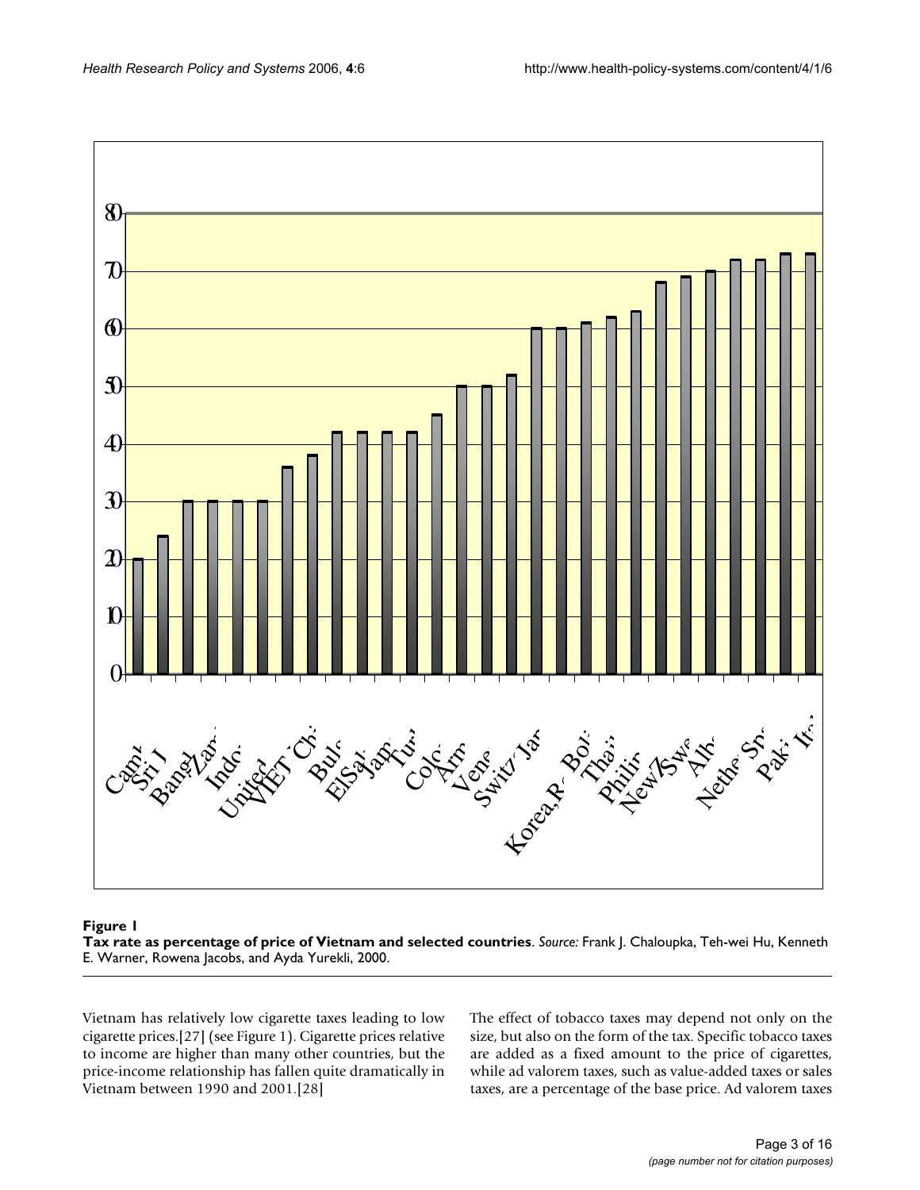**Figure 1**

**Tax rate as percentage of price of Vietnam and selected countries**. *Source:* Frank J. Chaloupka, Teh-wei Hu, Kenneth E. Warner, Rowena Jacobs, and Ayda Yurekli, 2000.

Vietnam has relatively low cigarette taxes leading to low cigarette prices.[27] (see Figure 1). Cigarette prices relative to income are higher than many other countries, but the price-income relationship has fallen quite dramatically in Vietnam between 1990 and 2001.[28]

The effect of tobacco taxes may depend not only on the size, but also on the form of the tax. Specific tobacco taxes are added as a fixed amount to the price of cigarettes, while ad valorem taxes, such as value-added taxes or sales taxes, are a percentage of the base price. Ad valorem taxes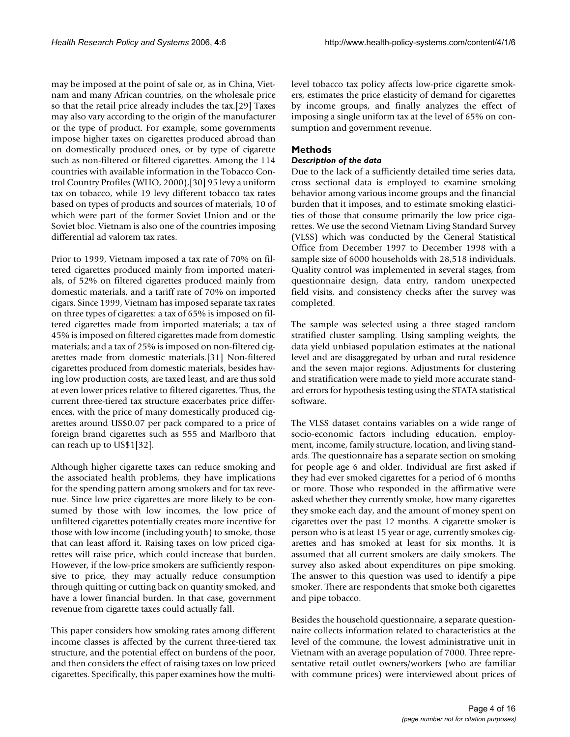may be imposed at the point of sale or, as in China, Vietnam and many African countries, on the wholesale price so that the retail price already includes the tax.[29] Taxes may also vary according to the origin of the manufacturer or the type of product. For example, some governments impose higher taxes on cigarettes produced abroad than on domestically produced ones, or by type of cigarette such as non-filtered or filtered cigarettes. Among the 114 countries with available information in the Tobacco Control Country Profiles (WHO, 2000),[30] 95 levy a uniform tax on tobacco, while 19 levy different tobacco tax rates based on types of products and sources of materials, 10 of which were part of the former Soviet Union and or the Soviet bloc. Vietnam is also one of the countries imposing differential ad valorem tax rates.

Prior to 1999, Vietnam imposed a tax rate of 70% on filtered cigarettes produced mainly from imported materials, of 52% on filtered cigarettes produced mainly from domestic materials, and a tariff rate of 70% on imported cigars. Since 1999, Vietnam has imposed separate tax rates on three types of cigarettes: a tax of 65% is imposed on filtered cigarettes made from imported materials; a tax of 45% is imposed on filtered cigarettes made from domestic materials; and a tax of 25% is imposed on non-filtered cigarettes made from domestic materials.[31] Non-filtered cigarettes produced from domestic materials, besides having low production costs, are taxed least, and are thus sold at even lower prices relative to filtered cigarettes. Thus, the current three-tiered tax structure exacerbates price differences, with the price of many domestically produced cigarettes around US$0.07 per pack compared to a price of foreign brand cigarettes such as 555 and Marlboro that can reach up to US$1[32].

Although higher cigarette taxes can reduce smoking and the associated health problems, they have implications for the spending pattern among smokers and for tax revenue. Since low price cigarettes are more likely to be consumed by those with low incomes, the low price of unfiltered cigarettes potentially creates more incentive for those with low income (including youth) to smoke, those that can least afford it. Raising taxes on low priced cigarettes will raise price, which could increase that burden. However, if the low-price smokers are sufficiently responsive to price, they may actually reduce consumption through quitting or cutting back on quantity smoked, and have a lower financial burden. In that case, government revenue from cigarette taxes could actually fall.

This paper considers how smoking rates among different income classes is affected by the current three-tiered tax structure, and the potential effect on burdens of the poor, and then considers the effect of raising taxes on low priced cigarettes. Specifically, this paper examines how the multi-level tobacco tax policy affects low-price cigarette smokers, estimates the price elasticity of demand for cigarettes by income groups, and finally analyzes the effect of imposing a single uniform tax at the level of 65% on consumption and government revenue.

## Methods

### *Description of the data*

Due to the lack of a sufficiently detailed time series data, cross sectional data is employed to examine smoking behavior among various income groups and the financial burden that it imposes, and to estimate smoking elasticities of those that consume primarily the low price cigarettes. We use the second Vietnam Living Standard Survey (VLSS) which was conducted by the General Statistical Office from December 1997 to December 1998 with a sample size of 6000 households with 28,518 individuals. Quality control was implemented in several stages, from questionnaire design, data entry, random unexpected field visits, and consistency checks after the survey was completed.

The sample was selected using a three staged random stratified cluster sampling. Using sampling weights, the data yield unbiased population estimates at the national level and are disaggregated by urban and rural residence and the seven major regions. Adjustments for clustering and stratification were made to yield more accurate standard errors for hypothesis testing using the STATA statistical software.

The VLSS dataset contains variables on a wide range of socio-economic factors including education, employment, income, family structure, location, and living standards. The questionnaire has a separate section on smoking for people age 6 and older. Individual are first asked if they had ever smoked cigarettes for a period of 6 months or more. Those who responded in the affirmative were asked whether they currently smoke, how many cigarettes they smoke each day, and the amount of money spent on cigarettes over the past 12 months. A cigarette smoker is person who is at least 15 year or age, currently smokes cigarettes and has smoked at least for six months. It is assumed that all current smokers are daily smokers. The survey also asked about expenditures on pipe smoking. The answer to this question was used to identify a pipe smoker. There are respondents that smoke both cigarettes and pipe tobacco.

Besides the household questionnaire, a separate questionnaire collects information related to characteristics at the level of the commune, the lowest administrative unit in Vietnam with an average population of 7000. Three representative retail outlet owners/workers (who are familiar with commune prices) were interviewed about prices of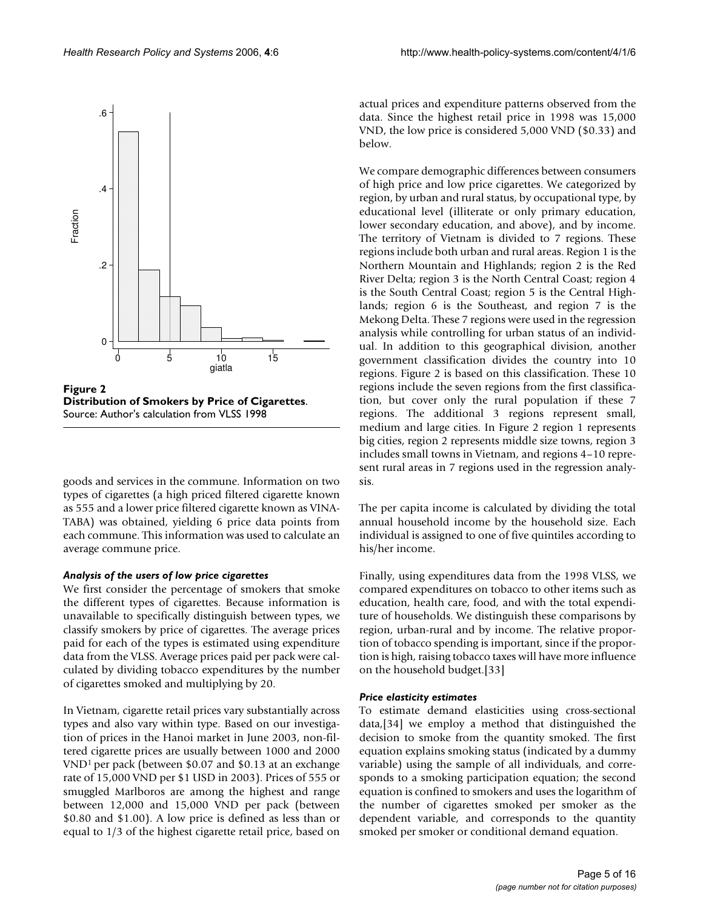**Figure 2**
**Distribution of Smokers by Price of Cigarettes**. Source: Author's calculation from VLSS 1998

goods and services in the commune. Information on two types of cigarettes (a high priced filtered cigarette known as 555 and a lower price filtered cigarette known as VINA-TABA) was obtained, yielding 6 price data points from each commune. This information was used to calculate an average commune price.

### *Analysis of the users of low price cigarettes*

We first consider the percentage of smokers that smoke the different types of cigarettes. Because information is unavailable to specifically distinguish between types, we classify smokers by price of cigarettes. The average prices paid for each of the types is estimated using expenditure data from the VLSS. Average prices paid per pack were calculated by dividing tobacco expenditures by the number of cigarettes smoked and multiplying by 20.

In Vietnam, cigarette retail prices vary substantially across types and also vary within type. Based on our investigation of prices in the Hanoi market in June 2003, non-filtered cigarette prices are usually between 1000 and 2000 VND[1] per pack (between $0.07 and $0.13 at an exchange rate of 15,000 VND per $1 USD in 2003). Prices of 555 or smuggled Marlboros are among the highest and range between 12,000 and 15,000 VND per pack (between $0.80 and $1.00). A low price is defined as less than or equal to 1/3 of the highest cigarette retail price, based on actual prices and expenditure patterns observed from the data. Since the highest retail price in 1998 was 15,000 VND, the low price is considered 5,000 VND ($0.33) and below.

We compare demographic differences between consumers of high price and low price cigarettes. We categorized by region, by urban and rural status, by occupational type, by educational level (illiterate or only primary education, lower secondary education, and above), and by income. The territory of Vietnam is divided to 7 regions. These regions include both urban and rural areas. Region 1 is the Northern Mountain and Highlands; region 2 is the Red River Delta; region 3 is the North Central Coast; region 4 is the South Central Coast; region 5 is the Central Highlands; region 6 is the Southeast, and region 7 is the Mekong Delta. These 7 regions were used in the regression analysis while controlling for urban status of an individual. In addition to this geographical division, another government classification divides the country into 10 regions. Figure 2 is based on this classification. These 10 regions include the seven regions from the first classification, but cover only the rural population if these 7 regions. The additional 3 regions represent small, medium and large cities. In Figure 2 region 1 represents big cities, region 2 represents middle size towns, region 3 includes small towns in Vietnam, and regions 4–10 represent rural areas in 7 regions used in the regression analysis.

The per capita income is calculated by dividing the total annual household income by the household size. Each individual is assigned to one of five quintiles according to his/her income.

Finally, using expenditures data from the 1998 VLSS, we compared expenditures on tobacco to other items such as education, health care, food, and with the total expenditure of households. We distinguish these comparisons by region, urban-rural and by income. The relative proportion of tobacco spending is important, since if the proportion is high, raising tobacco taxes will have more influence on the household budget.[33]

### *Price elasticity estimates*

To estimate demand elasticities using cross-sectional data,[34] we employ a method that distinguished the decision to smoke from the quantity smoked. The first equation explains smoking status (indicated by a dummy variable) using the sample of all individuals, and corresponds to a smoking participation equation; the second equation is confined to smokers and uses the logarithm of the number of cigarettes smoked per smoker as the dependent variable, and corresponds to the quantity smoked per smoker or conditional demand equation.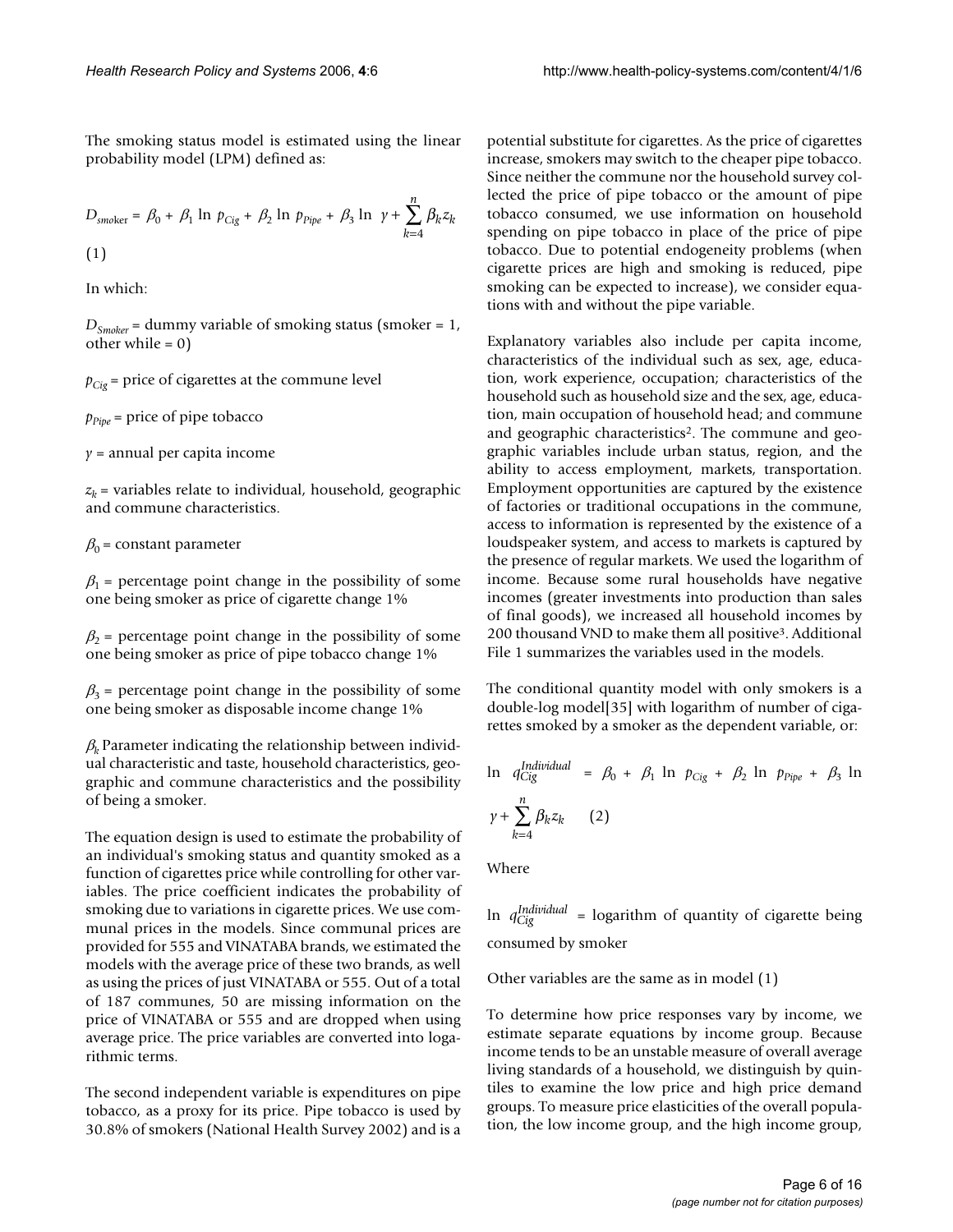The smoking status model is estimated using the linear probability model (LPM) defined as:

$$D_{smoker} = \beta_0 + \beta_1 \ln p_{Cig} + \beta_2 \ln p_{Pipe} + \beta_3 \ln \gamma + \sum_{k=4}^{n} \beta_k z_k$$

(1)

In which:

$D_{Smoker}$ = dummy variable of smoking status (smoker = 1, other while = 0)

$p_{Cig}$ = price of cigarettes at the commune level

$p_{Pipe}$ = price of pipe tobacco

$y$ = annual per capita income

$z_k$ = variables relate to individual, household, geographic and commune characteristics.

$\beta_0$ = constant parameter

$\beta_1$ = percentage point change in the possibility of some one being smoker as price of cigarette change 1%

$\beta_2$ = percentage point change in the possibility of some one being smoker as price of pipe tobacco change 1%

$\beta_3$ = percentage point change in the possibility of some one being smoker as disposable income change 1%

$\beta_k$ Parameter indicating the relationship between individual characteristic and taste, household characteristics, geographic and commune characteristics and the possibility of being a smoker.

The equation design is used to estimate the probability of an individual's smoking status and quantity smoked as a function of cigarettes price while controlling for other variables. The price coefficient indicates the probability of smoking due to variations in cigarette prices. We use communal prices in the models. Since communal prices are provided for 555 and VINATABA brands, we estimated the models with the average price of these two brands, as well as using the prices of just VINATABA or 555. Out of a total of 187 communes, 50 are missing information on the price of VINATABA or 555 and are dropped when using average price. The price variables are converted into logarithmic terms.

The second independent variable is expenditures on pipe tobacco, as a proxy for its price. Pipe tobacco is used by 30.8% of smokers (National Health Survey 2002) and is a potential substitute for cigarettes. As the price of cigarettes increase, smokers may switch to the cheaper pipe tobacco. Since neither the commune nor the household survey collected the price of pipe tobacco or the amount of pipe tobacco consumed, we use information on household spending on pipe tobacco in place of the price of pipe tobacco. Due to potential endogeneity problems (when cigarette prices are high and smoking is reduced, pipe smoking can be expected to increase), we consider equations with and without the pipe variable.

Explanatory variables also include per capita income, characteristics of the individual such as sex, age, education, work experience, occupation; characteristics of the household such as household size and the sex, age, education, main occupation of household head; and commune and geographic characteristics[2]. The commune and geographic variables include urban status, region, and the ability to access employment, markets, transportation. Employment opportunities are captured by the existence of factories or traditional occupations in the commune, access to information is represented by the existence of a loudspeaker system, and access to markets is captured by the presence of regular markets. We used the logarithm of income. Because some rural households have negative incomes (greater investments into production than sales of final goods), we increased all household incomes by 200 thousand VND to make them all positive[3]. Additional File 1 summarizes the variables used in the models.

The conditional quantity model with only smokers is a double-log model[35] with logarithm of number of cigarettes smoked by a smoker as the dependent variable, or:

$$\ln q_{Cig}^{Individual} = \beta_0 + \beta_1 \ln p_{Cig} + \beta_2 \ln p_{Pipe} + \beta_3 \ln \gamma + \sum_{k=4}^{n} \beta_k z_k \quad (2)$$

Where

$\ln q_{Cig}^{Individual}$ = logarithm of quantity of cigarette being consumed by smoker

Other variables are the same as in model (1)

To determine how price responses vary by income, we estimate separate equations by income group. Because income tends to be an unstable measure of overall average living standards of a household, we distinguish by quintiles to examine the low price and high price demand groups. To measure price elasticities of the overall population, the low income group, and the high income group,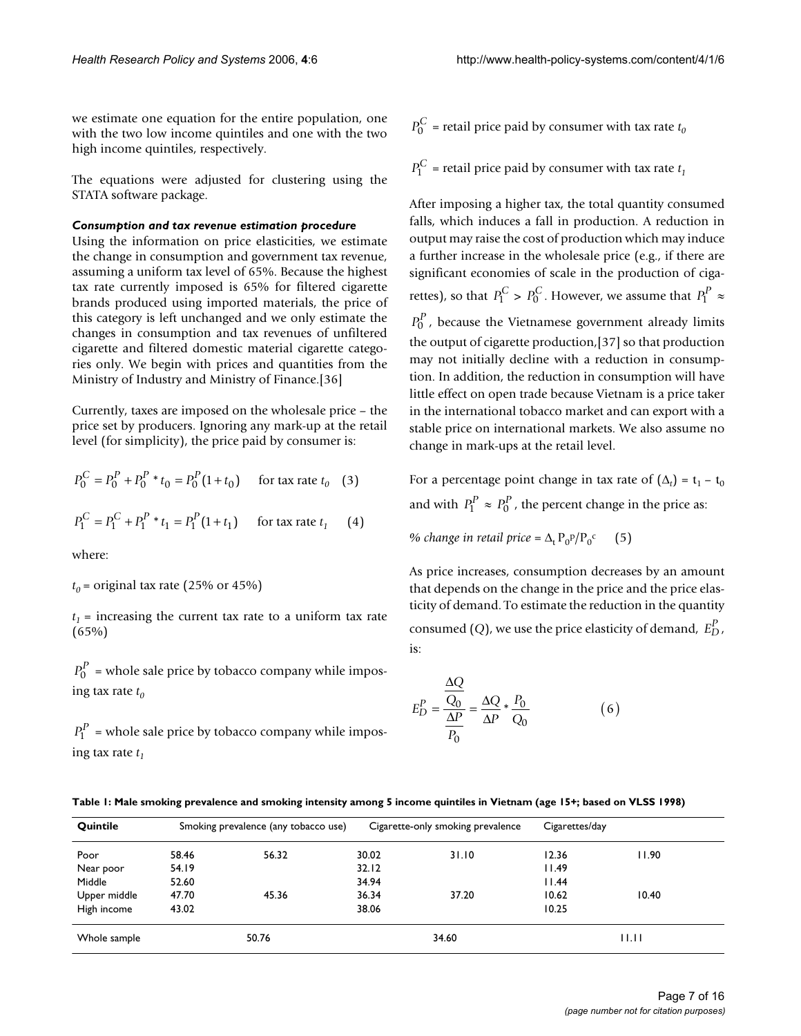we estimate one equation for the entire population, one with the two low income quintiles and one with the two high income quintiles, respectively.

The equations were adjusted for clustering using the STATA software package.

### *Consumption and tax revenue estimation procedure*

Using the information on price elasticities, we estimate the change in consumption and government tax revenue, assuming a uniform tax level of 65%. Because the highest tax rate currently imposed is 65% for filtered cigarette brands produced using imported materials, the price of this category is left unchanged and we only estimate the changes in consumption and tax revenues of unfiltered cigarette and filtered domestic material cigarette categories only. We begin with prices and quantities from the Ministry of Industry and Ministry of Finance.[36]

Currently, taxes are imposed on the wholesale price – the price set by producers. Ignoring any mark-up at the retail level (for simplicity), the price paid by consumer is:

$$P_0^C = P_0^P + P_0^P * t_0 = P_0^P(1+t_0) \quad \text{for tax rate } t_0 \quad (3)$$

$$P_1^C = P_1^C + P_1^P * t_1 = P_1^P(1+t_1) \quad \text{for tax rate } t_1 \quad (4)$$

where:

$t_0$ = original tax rate (25% or 45%)

$t_1$ = increasing the current tax rate to a uniform tax rate (65%)

$P_0^P$ = whole sale price by tobacco company while imposing tax rate $t_0$

$P_1^P$ = whole sale price by tobacco company while imposing tax rate $t_1$

$P_0^C$ = retail price paid by consumer with tax rate $t_0$

$P_1^C$ = retail price paid by consumer with tax rate $t_1$

After imposing a higher tax, the total quantity consumed falls, which induces a fall in production. A reduction in output may raise the cost of production which may induce a further increase in the wholesale price (e.g., if there are significant economies of scale in the production of cigarettes), so that $P_1^C > P_0^C$. However, we assume that $P_1^P \approx P_0^P$, because the Vietnamese government already limits the output of cigarette production,[37] so that production may not initially decline with a reduction in consumption. In addition, the reduction in consumption will have little effect on open trade because Vietnam is a price taker in the international tobacco market and can export with a stable price on international markets. We also assume no change in mark-ups at the retail level.

For a percentage point change in tax rate of $(\Delta_t) = t_1 - t_0$ and with $P_1^P \approx P_0^P$, the percent change in the price as:

*% change in retail price* = $\Delta_t P_0^p / P_0^c$ (5)

As price increases, consumption decreases by an amount that depends on the change in the price and the price elasticity of demand. To estimate the reduction in the quantity consumed ($Q$), we use the price elasticity of demand, $E_D^P$, is:

$$E_D^P = \frac{\frac{\Delta Q}{Q_0}}{\frac{\Delta P}{P_0}} = \frac{\Delta Q}{\Delta P} * \frac{P_0}{Q_0} \quad (6)$$

**Table 1: Male smoking prevalence and smoking intensity among 5 income quintiles in Vietnam (age 15+; based on VLSS 1998)**

| Quintile | Smoking prevalence (any tobacco use) | | Cigarette-only smoking prevalence | | Cigarettes/day | |
|---|---|---|---|---|---|---|
| Poor | 58.46 | 56.32 | 30.02 | 31.10 | 12.36 | 11.90 |
| Near poor | 54.19 | | 32.12 | | 11.49 | |
| Middle | 52.60 | | 34.94 | | 11.44 | |
| Upper middle | 47.70 | 45.36 | 36.34 | 37.20 | 10.62 | 10.40 |
| High income | 43.02 | | 38.06 | | 10.25 | |
| Whole sample | 50.76 | | 34.60 | | 11.11 | |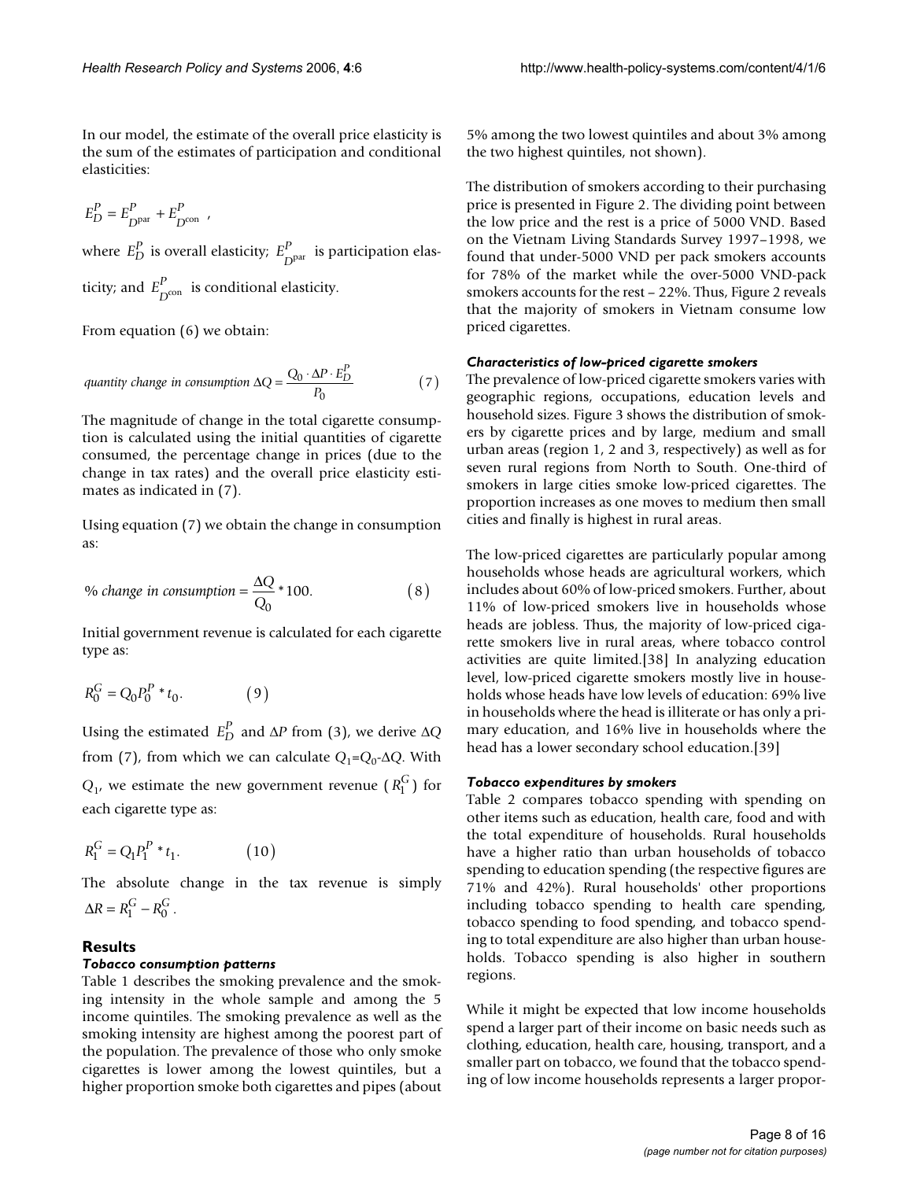In our model, the estimate of the overall price elasticity is the sum of the estimates of participation and conditional elasticities:

$$E_D^P = E_{D^{\text{par}}}^P + E_{D^{\text{con}}}^P ,$$

where $E_D^P$ is overall elasticity; $E_{D^{\text{par}}}^P$ is participation elasticity; and $E_{D^{\text{con}}}^P$ is conditional elasticity.

From equation (6) we obtain:

$$\textit{quantity change in consumption } \Delta Q = \frac{Q_0 \cdot \Delta P \cdot E_D^P}{P_0} \qquad (7)$$

The magnitude of change in the total cigarette consumption is calculated using the initial quantities of cigarette consumed, the percentage change in prices (due to the change in tax rates) and the overall price elasticity estimates as indicated in (7).

Using equation (7) we obtain the change in consumption as:

$$\%\ \textit{change in consumption} = \frac{\Delta Q}{Q_0} * 100. \qquad (8)$$

Initial government revenue is calculated for each cigarette type as:

$$R_0^G = Q_0 P_0^P * t_0. \qquad (9)$$

Using the estimated $E_D^P$ and $\Delta P$ from (3), we derive $\Delta Q$ from (7), from which we can calculate $Q_1 = Q_0 - \Delta Q$. With $Q_1$, we estimate the new government revenue ($R_1^G$) for each cigarette type as:

$$R_1^G = Q_1 P_1^P * t_1. \qquad (10)$$

The absolute change in the tax revenue is simply $\Delta R = R_1^G - R_0^G$.

## Results

### *Tobacco consumption patterns*

Table 1 describes the smoking prevalence and the smoking intensity in the whole sample and among the 5 income quintiles. The smoking prevalence as well as the smoking intensity are highest among the poorest part of the population. The prevalence of those who only smoke cigarettes is lower among the lowest quintiles, but a higher proportion smoke both cigarettes and pipes (about 5% among the two lowest quintiles and about 3% among the two highest quintiles, not shown).

The distribution of smokers according to their purchasing price is presented in Figure 2. The dividing point between the low price and the rest is a price of 5000 VND. Based on the Vietnam Living Standards Survey 1997–1998, we found that under-5000 VND per pack smokers accounts for 78% of the market while the over-5000 VND-pack smokers accounts for the rest – 22%. Thus, Figure 2 reveals that the majority of smokers in Vietnam consume low priced cigarettes.

### *Characteristics of low-priced cigarette smokers*

The prevalence of low-priced cigarette smokers varies with geographic regions, occupations, education levels and household sizes. Figure 3 shows the distribution of smokers by cigarette prices and by large, medium and small urban areas (region 1, 2 and 3, respectively) as well as for seven rural regions from North to South. One-third of smokers in large cities smoke low-priced cigarettes. The proportion increases as one moves to medium then small cities and finally is highest in rural areas.

The low-priced cigarettes are particularly popular among households whose heads are agricultural workers, which includes about 60% of low-priced smokers. Further, about 11% of low-priced smokers live in households whose heads are jobless. Thus, the majority of low-priced cigarette smokers live in rural areas, where tobacco control activities are quite limited.[38] In analyzing education level, low-priced cigarette smokers mostly live in households whose heads have low levels of education: 69% live in households where the head is illiterate or has only a primary education, and 16% live in households where the head has a lower secondary school education.[39]

### *Tobacco expenditures by smokers*

Table 2 compares tobacco spending with spending on other items such as education, health care, food and with the total expenditure of households. Rural households have a higher ratio than urban households of tobacco spending to education spending (the respective figures are 71% and 42%). Rural households' other proportions including tobacco spending to health care spending, tobacco spending to food spending, and tobacco spending to total expenditure are also higher than urban households. Tobacco spending is also higher in southern regions.

While it might be expected that low income households spend a larger part of their income on basic needs such as clothing, education, health care, housing, transport, and a smaller part on tobacco, we found that the tobacco spending of low income households represents a larger propor-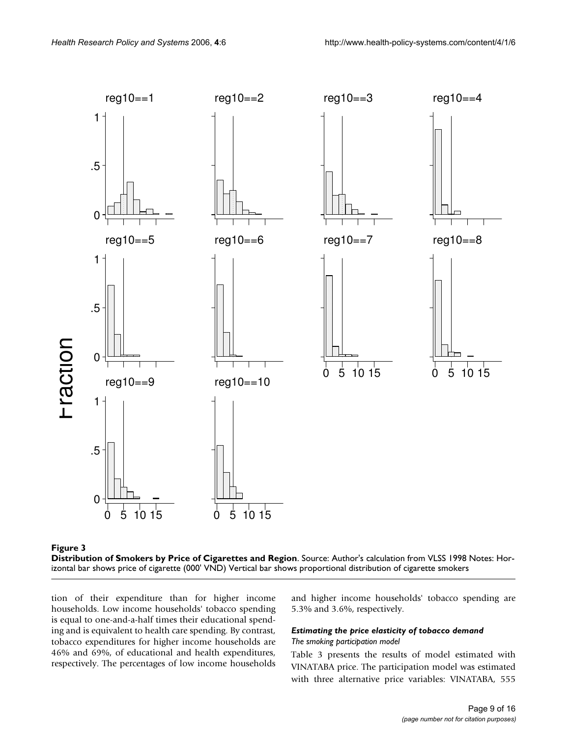**Figure 3**

**Distribution of Smokers by Price of Cigarettes and Region**. Source: Author's calculation from VLSS 1998 Notes: Horizontal bar shows price of cigarette (000' VND) Vertical bar shows proportional distribution of cigarette smokers

tion of their expenditure than for higher income households. Low income households' tobacco spending is equal to one-and-a-half times their educational spending and is equivalent to health care spending. By contrast, tobacco expenditures for higher income households are 46% and 69%, of educational and health expenditures, respectively. The percentages of low income households and higher income households' tobacco spending are 5.3% and 3.6%, respectively.

### *Estimating the price elasticity of tobacco demand*

*The smoking participation model*

Table 3 presents the results of model estimated with VINATABA price. The participation model was estimated with three alternative price variables: VINATABA, 555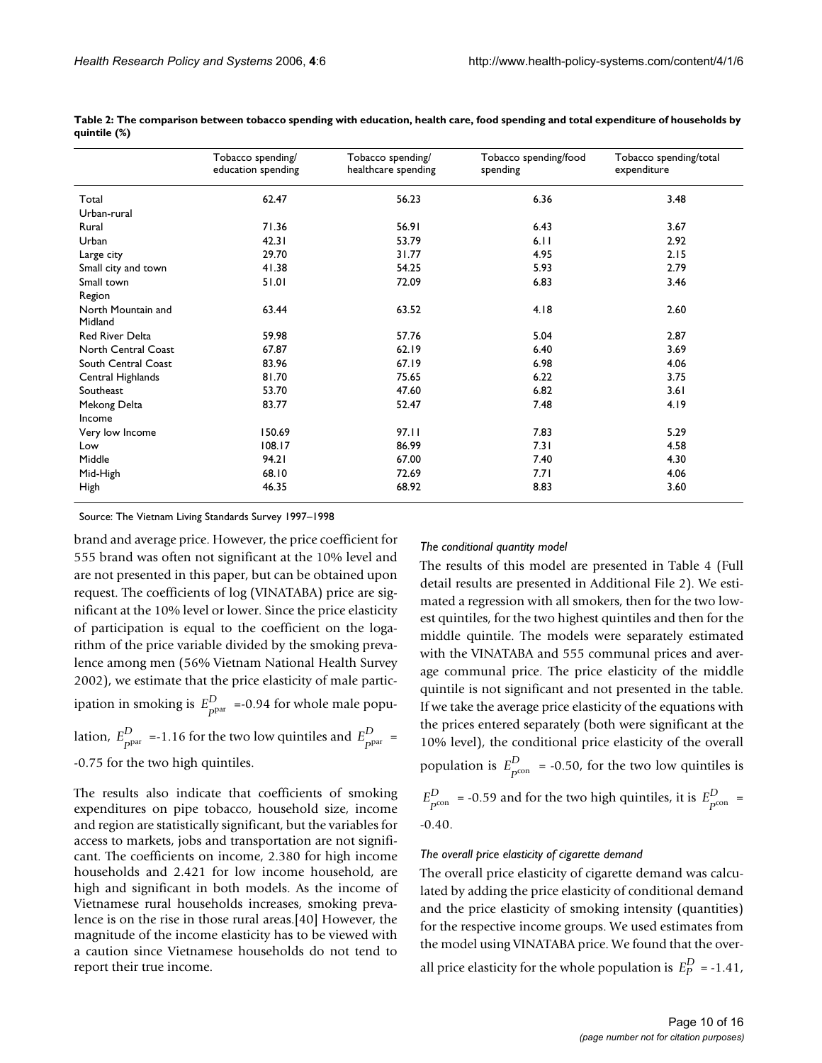**Table 2: The comparison between tobacco spending with education, health care, food spending and total expenditure of households by quintile (%)**

| | Tobacco spending/ education spending | Tobacco spending/ healthcare spending | Tobacco spending/food spending | Tobacco spending/total expenditure |
|---|---|---|---|---|
| Total | 62.47 | 56.23 | 6.36 | 3.48 |
| Urban-rural | | | | |
| Rural | 71.36 | 56.91 | 6.43 | 3.67 |
| Urban | 42.31 | 53.79 | 6.11 | 2.92 |
| Large city | 29.70 | 31.77 | 4.95 | 2.15 |
| Small city and town | 41.38 | 54.25 | 5.93 | 2.79 |
| Small town | 51.01 | 72.09 | 6.83 | 3.46 |
| Region | | | | |
| North Mountain and Midland | 63.44 | 63.52 | 4.18 | 2.60 |
| Red River Delta | 59.98 | 57.76 | 5.04 | 2.87 |
| North Central Coast | 67.87 | 62.19 | 6.40 | 3.69 |
| South Central Coast | 83.96 | 67.19 | 6.98 | 4.06 |
| Central Highlands | 81.70 | 75.65 | 6.22 | 3.75 |
| Southeast | 53.70 | 47.60 | 6.82 | 3.61 |
| Mekong Delta | 83.77 | 52.47 | 7.48 | 4.19 |
| Income | | | | |
| Very low Income | 150.69 | 97.11 | 7.83 | 5.29 |
| Low | 108.17 | 86.99 | 7.31 | 4.58 |
| Middle | 94.21 | 67.00 | 7.40 | 4.30 |
| Mid-High | 68.10 | 72.69 | 7.71 | 4.06 |
| High | 46.35 | 68.92 | 8.83 | 3.60 |

Source: The Vietnam Living Standards Survey 1997–1998

brand and average price. However, the price coefficient for 555 brand was often not significant at the 10% level and are not presented in this paper, but can be obtained upon request. The coefficients of log (VINATABA) price are significant at the 10% level or lower. Since the price elasticity of participation is equal to the coefficient on the logarithm of the price variable divided by the smoking prevalence among men (56% Vietnam National Health Survey 2002), we estimate that the price elasticity of male participation in smoking is $E^{D}_{P^{\text{par}}}$ =-0.94 for whole male population, $E^{D}_{P^{\text{par}}}$ =-1.16 for the two low quintiles and $E^{D}_{P^{\text{par}}}$ = -0.75 for the two high quintiles.

The results also indicate that coefficients of smoking expenditures on pipe tobacco, household size, income and region are statistically significant, but the variables for access to markets, jobs and transportation are not significant. The coefficients on income, 2.380 for high income households and 2.421 for low income household, are high and significant in both models. As the income of Vietnamese rural households increases, smoking prevalence is on the rise in those rural areas.[40] However, the magnitude of the income elasticity has to be viewed with a caution since Vietnamese households do not tend to report their true income.

*The conditional quantity model*

The results of this model are presented in Table 4 (Full detail results are presented in Additional File 2). We estimated a regression with all smokers, then for the two lowest quintiles, for the two highest quintiles and then for the middle quintile. The models were separately estimated with the VINATABA and 555 communal prices and average communal price. The price elasticity of the middle quintile is not significant and not presented in the table. If we take the average price elasticity of the equations with the prices entered separately (both were significant at the 10% level), the conditional price elasticity of the overall population is $E^{D}_{P^{\text{con}}}$ = -0.50, for the two low quintiles is $E^{D}_{P^{\text{con}}}$ = -0.59 and for the two high quintiles, it is $E^{D}_{P^{\text{con}}}$ = -0.40.

*The overall price elasticity of cigarette demand*

The overall price elasticity of cigarette demand was calculated by adding the price elasticity of conditional demand and the price elasticity of smoking intensity (quantities) for the respective income groups. We used estimates from the model using VINATABA price. We found that the overall price elasticity for the whole population is $E^{D}_{P}$ = -1.41,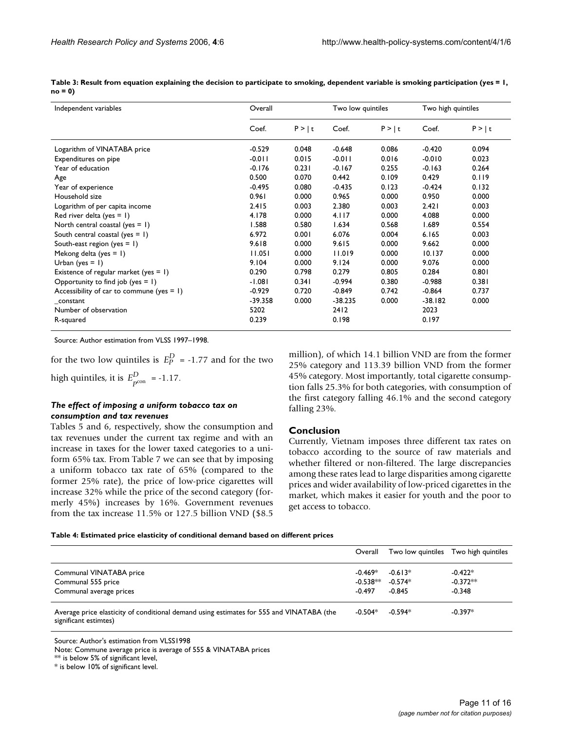**Table 3: Result from equation explaining the decision to participate to smoking, dependent variable is smoking participation (yes = 1, no = 0)**

| Independent variables | Overall | | Two low quintiles | | Two high quintiles | |
|---|---|---|---|---|---|---|
| | Coef. | P > \| t | Coef. | P > \| t | Coef. | P > \| t |
| Logarithm of VINATABA price | -0.529 | 0.048 | -0.648 | 0.086 | -0.420 | 0.094 |
| Expenditures on pipe | -0.011 | 0.015 | -0.011 | 0.016 | -0.010 | 0.023 |
| Year of education | -0.176 | 0.231 | -0.167 | 0.255 | -0.163 | 0.264 |
| Age | 0.500 | 0.070 | 0.442 | 0.109 | 0.429 | 0.119 |
| Year of experience | -0.495 | 0.080 | -0.435 | 0.123 | -0.424 | 0.132 |
| Household size | 0.961 | 0.000 | 0.965 | 0.000 | 0.950 | 0.000 |
| Logarithm of per capita income | 2.415 | 0.003 | 2.380 | 0.003 | 2.421 | 0.003 |
| Red river delta (yes = 1) | 4.178 | 0.000 | 4.117 | 0.000 | 4.088 | 0.000 |
| North central coastal (yes = 1) | 1.588 | 0.580 | 1.634 | 0.568 | 1.689 | 0.554 |
| South central coastal (yes = 1) | 6.972 | 0.001 | 6.076 | 0.004 | 6.165 | 0.003 |
| South-east region (yes = 1) | 9.618 | 0.000 | 9.615 | 0.000 | 9.662 | 0.000 |
| Mekong delta (yes = 1) | 11.051 | 0.000 | 11.019 | 0.000 | 10.137 | 0.000 |
| Urban (yes = 1) | 9.104 | 0.000 | 9.124 | 0.000 | 9.076 | 0.000 |
| Existence of regular market (yes = 1) | 0.290 | 0.798 | 0.279 | 0.805 | 0.284 | 0.801 |
| Opportunity to find job (yes = 1) | -1.081 | 0.341 | -0.994 | 0.380 | -0.988 | 0.381 |
| Accessibility of car to commune (yes = 1) | -0.929 | 0.720 | -0.849 | 0.742 | -0.864 | 0.737 |
| _constant | -39.358 | 0.000 | -38.235 | 0.000 | -38.182 | 0.000 |
| Number of observation | 5202 | | 2412 | | 2023 | |
| R-squared | 0.239 | | 0.198 | | 0.197 | |

Source: Author estimation from VLSS 1997–1998.

for the two low quintiles is $E_P^D$ = -1.77 and for the two high quintiles, it is $E_{P^{con}}^D$ = -1.17.

### *The effect of imposing a uniform tobacco tax on consumption and tax revenues*

Tables 5 and 6, respectively, show the consumption and tax revenues under the current tax regime and with an increase in taxes for the lower taxed categories to a uniform 65% tax. From Table 7 we can see that by imposing a uniform tobacco tax rate of 65% (compared to the former 25% rate), the price of low-price cigarettes will increase 32% while the price of the second category (formerly 45%) increases by 16%. Government revenues from the tax increase 11.5% or 127.5 billion VND ($8.5 million), of which 14.1 billion VND are from the former 25% category and 113.39 billion VND from the former 45% category. Most importantly, total cigarette consumption falls 25.3% for both categories, with consumption of the first category falling 46.1% and the second category falling 23%.

## Conclusion

Currently, Vietnam imposes three different tax rates on tobacco according to the source of raw materials and whether filtered or non-filtered. The large discrepancies among these rates lead to large disparities among cigarette prices and wider availability of low-priced cigarettes in the market, which makes it easier for youth and the poor to get access to tobacco.

**Table 4: Estimated price elasticity of conditional demand based on different prices**

| | Overall | Two low quintiles | Two high quintiles |
|---|---|---|---|
| Communal VINATABA price | -0.469* | -0.613* | -0.422* |
| Communal 555 price | -0.538** | -0.574* | -0.372** |
| Communal average prices | -0.497 | -0.845 | -0.348 |
| Average price elasticity of conditional demand using estimates for 555 and VINATABA (the significant estimtes) | -0.504* | -0.594* | -0.397* |

Source: Author's estimation from VLSS1998

Note: Commune average price is average of 555 & VINATABA prices

** is below 5% of significant level,

* is below 10% of significant level.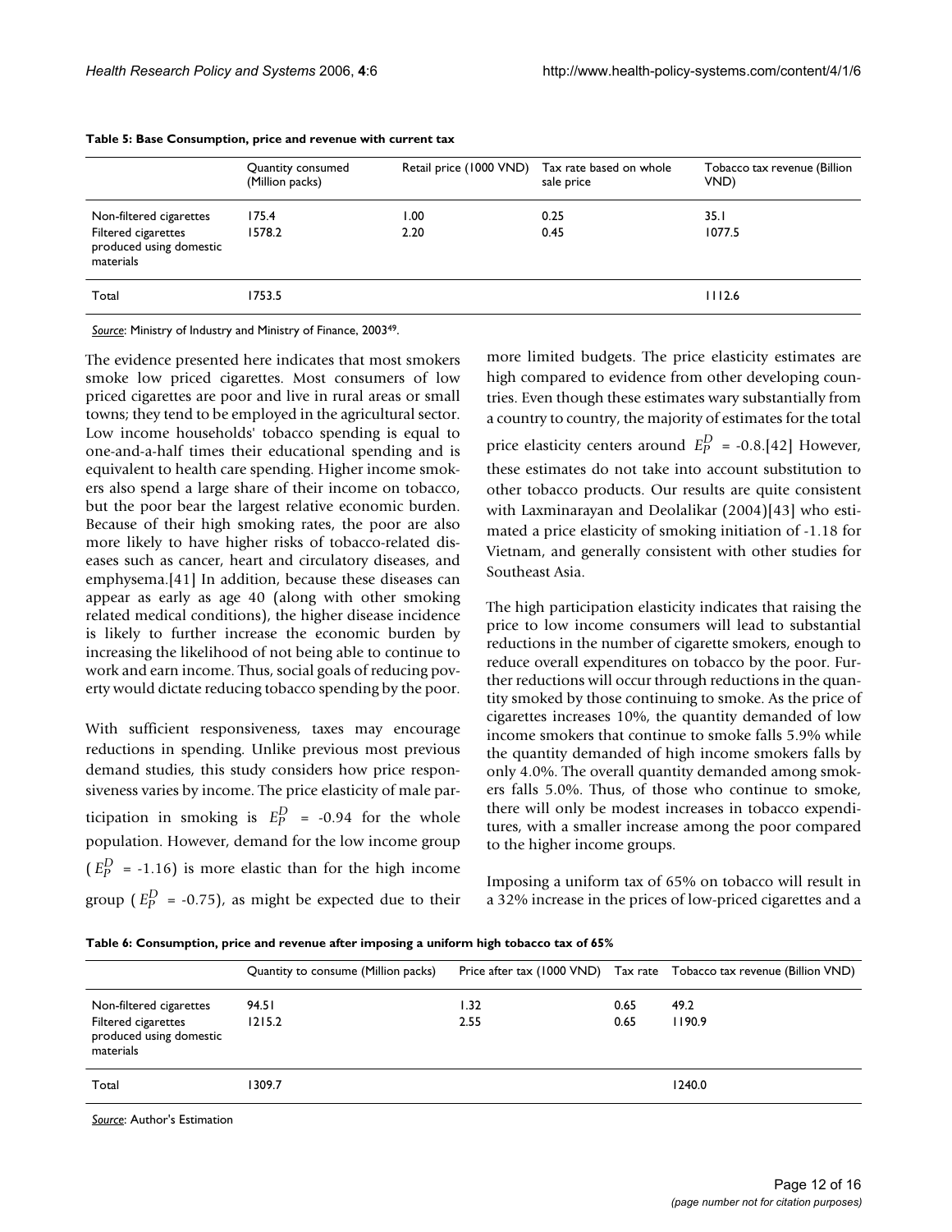**Table 5: Base Consumption, price and revenue with current tax**

| | Quantity consumed (Million packs) | Retail price (1000 VND) | Tax rate based on whole sale price | Tobacco tax revenue (Billion VND) |
|---|---|---|---|---|
| Non-filtered cigarettes | 175.4 | 1.00 | 0.25 | 35.1 |
| Filtered cigarettes produced using domestic materials | 1578.2 | 2.20 | 0.45 | 1077.5 |
| Total | 1753.5 | | | 1112.6 |

*Source*: Ministry of Industry and Ministry of Finance, 2003[49].

The evidence presented here indicates that most smokers smoke low priced cigarettes. Most consumers of low priced cigarettes are poor and live in rural areas or small towns; they tend to be employed in the agricultural sector. Low income households' tobacco spending is equal to one-and-a-half times their educational spending and is equivalent to health care spending. Higher income smokers also spend a large share of their income on tobacco, but the poor bear the largest relative economic burden. Because of their high smoking rates, the poor are also more likely to have higher risks of tobacco-related diseases such as cancer, heart and circulatory diseases, and emphysema.[41] In addition, because these diseases can appear as early as age 40 (along with other smoking related medical conditions), the higher disease incidence is likely to further increase the economic burden by increasing the likelihood of not being able to continue to work and earn income. Thus, social goals of reducing poverty would dictate reducing tobacco spending by the poor.

With sufficient responsiveness, taxes may encourage reductions in spending. Unlike previous most previous demand studies, this study considers how price responsiveness varies by income. The price elasticity of male participation in smoking is $E_P^D$ = -0.94 for the whole population. However, demand for the low income group ($E_P^D$ = -1.16) is more elastic than for the high income group ($E_P^D$ = -0.75), as might be expected due to their more limited budgets. The price elasticity estimates are high compared to evidence from other developing countries. Even though these estimates wary substantially from a country to country, the majority of estimates for the total price elasticity centers around $E_P^D$ = -0.8.[42] However, these estimates do not take into account substitution to other tobacco products. Our results are quite consistent with Laxminarayan and Deolalikar (2004)[43] who estimated a price elasticity of smoking initiation of -1.18 for Vietnam, and generally consistent with other studies for Southeast Asia.

The high participation elasticity indicates that raising the price to low income consumers will lead to substantial reductions in the number of cigarette smokers, enough to reduce overall expenditures on tobacco by the poor. Further reductions will occur through reductions in the quantity smoked by those continuing to smoke. As the price of cigarettes increases 10%, the quantity demanded of low income smokers that continue to smoke falls 5.9% while the quantity demanded of high income smokers falls by only 4.0%. The overall quantity demanded among smokers falls 5.0%. Thus, of those who continue to smoke, there will only be modest increases in tobacco expenditures, with a smaller increase among the poor compared to the higher income groups.

Imposing a uniform tax of 65% on tobacco will result in a 32% increase in the prices of low-priced cigarettes and a

**Table 6: Consumption, price and revenue after imposing a uniform high tobacco tax of 65%**

| | Quantity to consume (Million packs) | Price after tax (1000 VND) | Tax rate | Tobacco tax revenue (Billion VND) |
|---|---|---|---|---|
| Non-filtered cigarettes | 94.51 | 1.32 | 0.65 | 49.2 |
| Filtered cigarettes produced using domestic materials | 1215.2 | 2.55 | 0.65 | 1190.9 |
| Total | 1309.7 | | | 1240.0 |

*Source*: Author's Estimation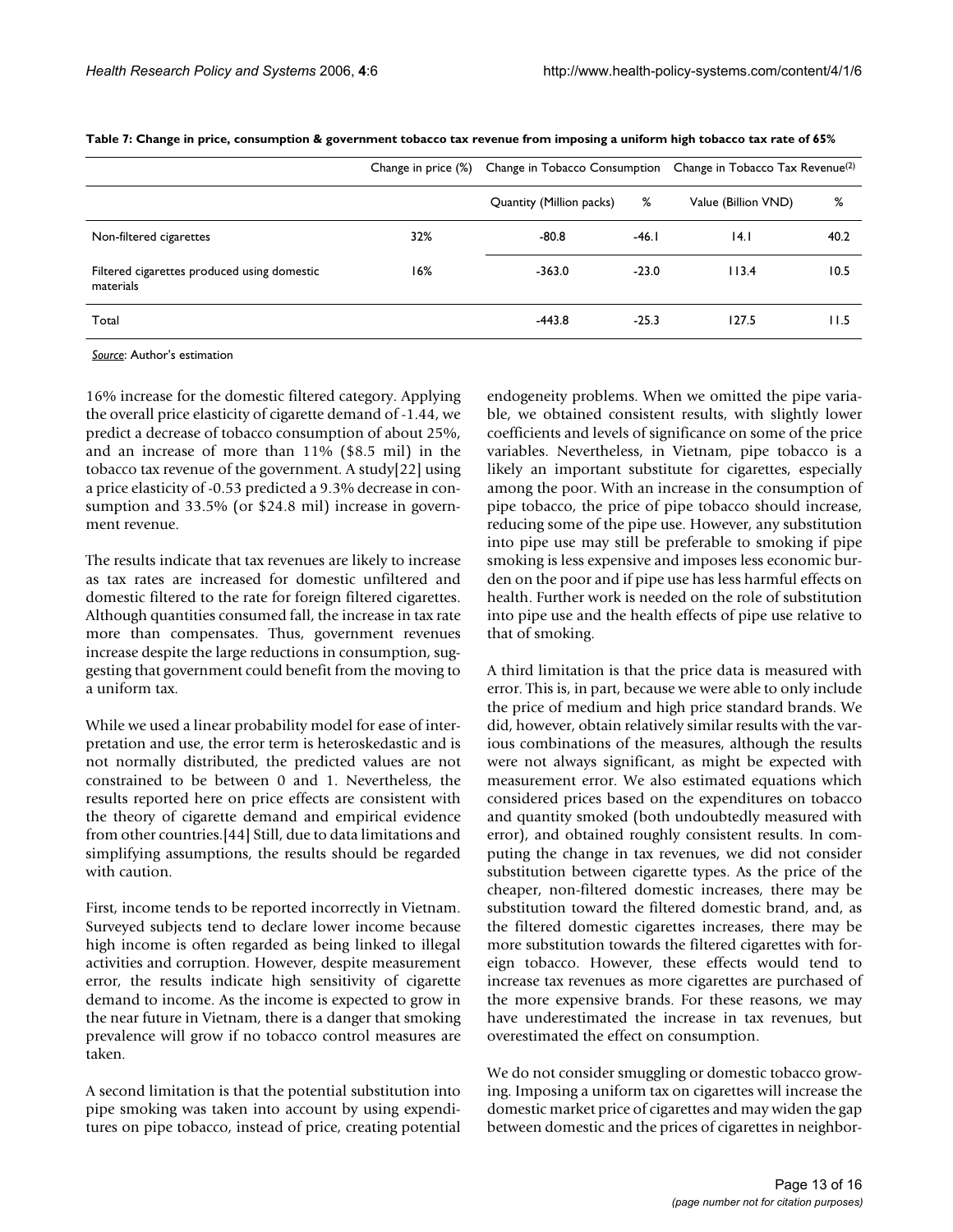**Table 7: Change in price, consumption & government tobacco tax revenue from imposing a uniform high tobacco tax rate of 65%**

| | Change in price (%) | Change in Tobacco Consumption | | Change in Tobacco Tax Revenue(2) | |
|---|---|---|---|---|---|
| | | Quantity (Million packs) | % | Value (Billion VND) | % |
| Non-filtered cigarettes | 32% | -80.8 | -46.1 | 14.1 | 40.2 |
| Filtered cigarettes produced using domestic materials | 16% | -363.0 | -23.0 | 113.4 | 10.5 |
| Total | | -443.8 | -25.3 | 127.5 | 11.5 |

*Source*: Author's estimation

16% increase for the domestic filtered category. Applying the overall price elasticity of cigarette demand of -1.44, we predict a decrease of tobacco consumption of about 25%, and an increase of more than 11% ($8.5 mil) in the tobacco tax revenue of the government. A study[22] using a price elasticity of -0.53 predicted a 9.3% decrease in consumption and 33.5% (or $24.8 mil) increase in government revenue.

The results indicate that tax revenues are likely to increase as tax rates are increased for domestic unfiltered and domestic filtered to the rate for foreign filtered cigarettes. Although quantities consumed fall, the increase in tax rate more than compensates. Thus, government revenues increase despite the large reductions in consumption, suggesting that government could benefit from the moving to a uniform tax.

While we used a linear probability model for ease of interpretation and use, the error term is heteroskedastic and is not normally distributed, the predicted values are not constrained to be between 0 and 1. Nevertheless, the results reported here on price effects are consistent with the theory of cigarette demand and empirical evidence from other countries.[44] Still, due to data limitations and simplifying assumptions, the results should be regarded with caution.

First, income tends to be reported incorrectly in Vietnam. Surveyed subjects tend to declare lower income because high income is often regarded as being linked to illegal activities and corruption. However, despite measurement error, the results indicate high sensitivity of cigarette demand to income. As the income is expected to grow in the near future in Vietnam, there is a danger that smoking prevalence will grow if no tobacco control measures are taken.

A second limitation is that the potential substitution into pipe smoking was taken into account by using expenditures on pipe tobacco, instead of price, creating potential endogeneity problems. When we omitted the pipe variable, we obtained consistent results, with slightly lower coefficients and levels of significance on some of the price variables. Nevertheless, in Vietnam, pipe tobacco is a likely an important substitute for cigarettes, especially among the poor. With an increase in the consumption of pipe tobacco, the price of pipe tobacco should increase, reducing some of the pipe use. However, any substitution into pipe use may still be preferable to smoking if pipe smoking is less expensive and imposes less economic burden on the poor and if pipe use has less harmful effects on health. Further work is needed on the role of substitution into pipe use and the health effects of pipe use relative to that of smoking.

A third limitation is that the price data is measured with error. This is, in part, because we were able to only include the price of medium and high price standard brands. We did, however, obtain relatively similar results with the various combinations of the measures, although the results were not always significant, as might be expected with measurement error. We also estimated equations which considered prices based on the expenditures on tobacco and quantity smoked (both undoubtedly measured with error), and obtained roughly consistent results. In computing the change in tax revenues, we did not consider substitution between cigarette types. As the price of the cheaper, non-filtered domestic increases, there may be substitution toward the filtered domestic brand, and, as the filtered domestic cigarettes increases, there may be more substitution towards the filtered cigarettes with foreign tobacco. However, these effects would tend to increase tax revenues as more cigarettes are purchased of the more expensive brands. For these reasons, we may have underestimated the increase in tax revenues, but overestimated the effect on consumption.

We do not consider smuggling or domestic tobacco growing. Imposing a uniform tax on cigarettes will increase the domestic market price of cigarettes and may widen the gap between domestic and the prices of cigarettes in neighbor-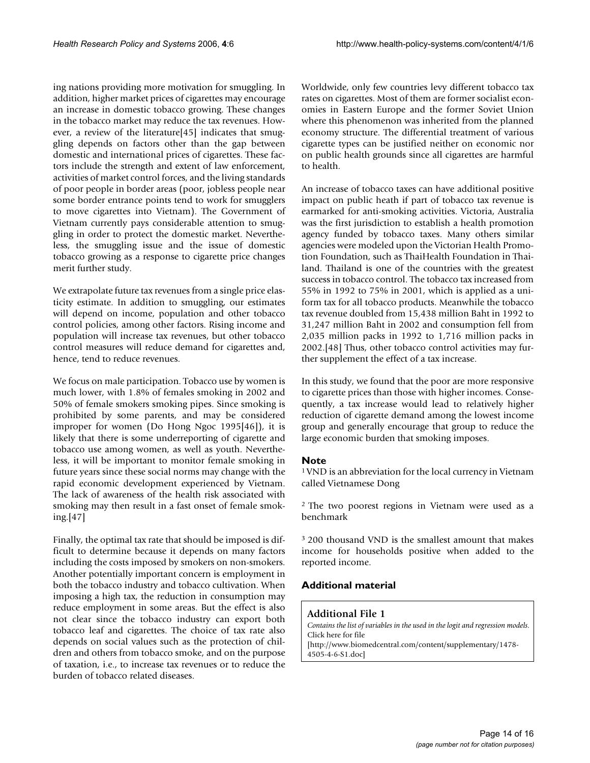ing nations providing more motivation for smuggling. In addition, higher market prices of cigarettes may encourage an increase in domestic tobacco growing. These changes in the tobacco market may reduce the tax revenues. However, a review of the literature[45] indicates that smuggling depends on factors other than the gap between domestic and international prices of cigarettes. These factors include the strength and extent of law enforcement, activities of market control forces, and the living standards of poor people in border areas (poor, jobless people near some border entrance points tend to work for smugglers to move cigarettes into Vietnam). The Government of Vietnam currently pays considerable attention to smuggling in order to protect the domestic market. Nevertheless, the smuggling issue and the issue of domestic tobacco growing as a response to cigarette price changes merit further study.

We extrapolate future tax revenues from a single price elasticity estimate. In addition to smuggling, our estimates will depend on income, population and other tobacco control policies, among other factors. Rising income and population will increase tax revenues, but other tobacco control measures will reduce demand for cigarettes and, hence, tend to reduce revenues.

We focus on male participation. Tobacco use by women is much lower, with 1.8% of females smoking in 2002 and 50% of female smokers smoking pipes. Since smoking is prohibited by some parents, and may be considered improper for women (Do Hong Ngoc 1995[46]), it is likely that there is some underreporting of cigarette and tobacco use among women, as well as youth. Nevertheless, it will be important to monitor female smoking in future years since these social norms may change with the rapid economic development experienced by Vietnam. The lack of awareness of the health risk associated with smoking may then result in a fast onset of female smoking.[47]

Finally, the optimal tax rate that should be imposed is difficult to determine because it depends on many factors including the costs imposed by smokers on non-smokers. Another potentially important concern is employment in both the tobacco industry and tobacco cultivation. When imposing a high tax, the reduction in consumption may reduce employment in some areas. But the effect is also not clear since the tobacco industry can export both tobacco leaf and cigarettes. The choice of tax rate also depends on social values such as the protection of children and others from tobacco smoke, and on the purpose of taxation, i.e., to increase tax revenues or to reduce the burden of tobacco related diseases.

Worldwide, only few countries levy different tobacco tax rates on cigarettes. Most of them are former socialist economies in Eastern Europe and the former Soviet Union where this phenomenon was inherited from the planned economy structure. The differential treatment of various cigarette types can be justified neither on economic nor on public health grounds since all cigarettes are harmful to health.

An increase of tobacco taxes can have additional positive impact on public heath if part of tobacco tax revenue is earmarked for anti-smoking activities. Victoria, Australia was the first jurisdiction to establish a health promotion agency funded by tobacco taxes. Many others similar agencies were modeled upon the Victorian Health Promotion Foundation, such as ThaiHealth Foundation in Thailand. Thailand is one of the countries with the greatest success in tobacco control. The tobacco tax increased from 55% in 1992 to 75% in 2001, which is applied as a uniform tax for all tobacco products. Meanwhile the tobacco tax revenue doubled from 15,438 million Baht in 1992 to 31,247 million Baht in 2002 and consumption fell from 2,035 million packs in 1992 to 1,716 million packs in 2002.[48] Thus, other tobacco control activities may further supplement the effect of a tax increase.

In this study, we found that the poor are more responsive to cigarette prices than those with higher incomes. Consequently, a tax increase would lead to relatively higher reduction of cigarette demand among the lowest income group and generally encourage that group to reduce the large economic burden that smoking imposes.

## Note

[1] VND is an abbreviation for the local currency in Vietnam called Vietnamese Dong

[2] The two poorest regions in Vietnam were used as a benchmark

[3] 200 thousand VND is the smallest amount that makes income for households positive when added to the reported income.

## Additional material

**Additional File 1**

*Contains the list of variables in the used in the logit and regression models.*
Click here for file
[http://www.biomedcentral.com/content/supplementary/1478-4505-4-6-S1.doc]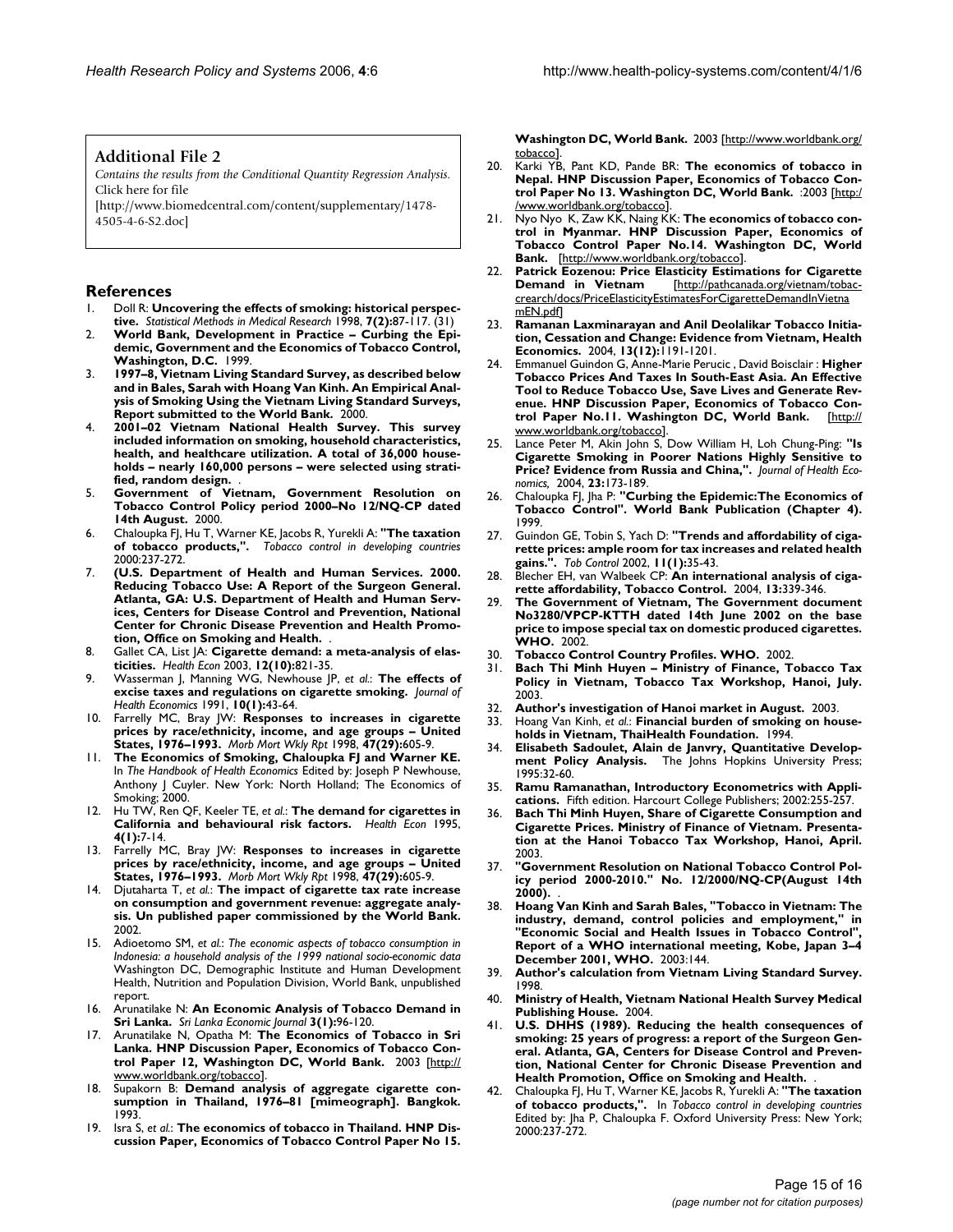## Additional File 2

*Contains the results from the Conditional Quantity Regression Analysis.*
Click here for file
[http://www.biomedcentral.com/content/supplementary/1478-4505-4-6-S2.doc]

## References

1. Doll R: **Uncovering the effects of smoking: historical perspective.** *Statistical Methods in Medical Research* 1998, **7(2):**87-117. (31)
2. **World Bank, Development in Practice – Curbing the Epidemic, Government and the Economics of Tobacco Control, Washington, D.C.** 1999.
3. **1997–8, Vietnam Living Standard Survey, as described below and in Bales, Sarah with Hoang Van Kinh. An Empirical Analysis of Smoking Using the Vietnam Living Standard Surveys, Report submitted to the World Bank.** 2000.
4. **2001–02 Vietnam National Health Survey. This survey included information on smoking, household characteristics, health, and healthcare utilization. A total of 36,000 households – nearly 160,000 persons – were selected using stratified, random design.** .
5. **Government of Vietnam, Government Resolution on Tobacco Control Policy period 2000–No 12/NQ-CP dated 14th August.** 2000.
6. Chaloupka FJ, Hu T, Warner KE, Jacobs R, Yurekli A: **"The taxation of tobacco products,".** *Tobacco control in developing countries* 2000:237-272.
7. **(U.S. Department of Health and Human Services. 2000. Reducing Tobacco Use: A Report of the Surgeon General. Atlanta, GA: U.S. Department of Health and Human Services, Centers for Disease Control and Prevention, National Center for Chronic Disease Prevention and Health Promotion, Office on Smoking and Health.** .
8. Gallet CA, List JA: **Cigarette demand: a meta-analysis of elasticities.** *Health Econ* 2003, **12(10):**821-35.
9. Wasserman J, Manning WG, Newhouse JP, *et al.*: **The effects of excise taxes and regulations on cigarette smoking.** *Journal of Health Economics* 1991, **10(1):**43-64.
10. Farrelly MC, Bray JW: **Responses to increases in cigarette prices by race/ethnicity, income, and age groups – United States, 1976–1993.** *Morb Mort Wkly Rpt* 1998, **47(29):**605-9.
11. **The Economics of Smoking, Chaloupka FJ and Warner KE.** In *The Handbook of Health Economics* Edited by: Joseph P Newhouse, Anthony J Cuyler. New York: North Holland; The Economics of Smoking; 2000.
12. Hu TW, Ren QF, Keeler TE, *et al.*: **The demand for cigarettes in California and behavioural risk factors.** *Health Econ* 1995, **4(1):**7-14.
13. Farrelly MC, Bray JW: **Responses to increases in cigarette prices by race/ethnicity, income, and age groups – United States, 1976–1993.** *Morb Mort Wkly Rpt* 1998, **47(29):**605-9.
14. Djutaharta T, *et al.*: **The impact of cigarette tax rate increase on consumption and government revenue: aggregate analysis. Un published paper commissioned by the World Bank.** 2002.
15. Adioetomo SM, *et al.*: *The economic aspects of tobacco consumption in Indonesia: a household analysis of the 1999 national socio-economic data* Washington DC, Demographic Institute and Human Development Health, Nutrition and Population Division, World Bank, unpublished report.
16. Arunatilake N: **An Economic Analysis of Tobacco Demand in Sri Lanka.** *Sri Lanka Economic Journal* **3(1):**96-120.
17. Arunatilake N, Opatha M: **The Economics of Tobacco in Sri Lanka. HNP Discussion Paper, Economics of Tobacco Control Paper 12, Washington DC, World Bank.** 2003 [http://www.worldbank.org/tobacco].
18. Supakorn B: **Demand analysis of aggregate cigarette consumption in Thailand, 1976–81 [mimeograph]. Bangkok.** 1993.
19. Isra S, *et al.*: **The economics of tobacco in Thailand. HNP Discussion Paper, Economics of Tobacco Control Paper No 15. Washington DC, World Bank.** 2003 [http://www.worldbank.org/tobacco].
20. Karki YB, Pant KD, Pande BR: **The economics of tobacco in Nepal. HNP Discussion Paper, Economics of Tobacco Control Paper No 13. Washington DC, World Bank.** :2003 [http://www.worldbank.org/tobacco].
21. Nyo Nyo K, Zaw KK, Naing KK: **The economics of tobacco control in Myanmar. HNP Discussion Paper, Economics of Tobacco Control Paper No.14. Washington DC, World Bank.** [http://www.worldbank.org/tobacco].
22. **Patrick Eozenou: Price Elasticity Estimations for Cigarette Demand in Vietnam** [http://pathcanada.org/vietnam/tobaccrearch/docs/PriceElasticityEstimatesForCigaretteDemandInVietnamEN.pdf]
23. **Ramanan Laxminarayan and Anil Deolalikar Tobacco Initiation, Cessation and Change: Evidence from Vietnam, Health Economics.** 2004, **13(12):**1191-1201.
24. Emmanuel Guindon G, Anne-Marie Perucic , David Boisclair : **Higher Tobacco Prices And Taxes In South-East Asia. An Effective Tool to Reduce Tobacco Use, Save Lives and Generate Revenue. HNP Discussion Paper, Economics of Tobacco Control Paper No.11. Washington DC, World Bank.** [http://www.worldbank.org/tobacco].
25. Lance Peter M, Akin John S, Dow William H, Loh Chung-Ping: **"Is Cigarette Smoking in Poorer Nations Highly Sensitive to Price? Evidence from Russia and China,".** *Journal of Health Economics,* 2004, **23:**173-189.
26. Chaloupka FJ, Jha P: **"Curbing the Epidemic:The Economics of Tobacco Control". World Bank Publication (Chapter 4).** 1999.
27. Guindon GE, Tobin S, Yach D: **"Trends and affordability of cigarette prices: ample room for tax increases and related health gains.".** *Tob Control* 2002, **11(1):**35-43.
28. Blecher EH, van Walbeek CP: **An international analysis of cigarette affordability, Tobacco Control.** 2004, **13:**339-346.
29. **The Government of Vietnam, The Government document No3280/VPCP-KTTH dated 14th June 2002 on the base price to impose special tax on domestic produced cigarettes. WHO.** 2002.
30. **Tobacco Control Country Profiles. WHO.** 2002.
31. **Bach Thi Minh Huyen – Ministry of Finance, Tobacco Tax Policy in Vietnam, Tobacco Tax Workshop, Hanoi, July.** 2003.
32. **Author's investigation of Hanoi market in August.** 2003.
33. Hoang Van Kinh, *et al.*: **Financial burden of smoking on households in Vietnam, ThaiHealth Foundation.** 1994.
34. **Elisabeth Sadoulet, Alain de Janvry, Quantitative Development Policy Analysis.** The Johns Hopkins University Press; 1995:32-60.
35. **Ramu Ramanathan, Introductory Econometrics with Applications.** Fifth edition. Harcourt College Publishers; 2002:255-257.
36. **Bach Thi Minh Huyen, Share of Cigarette Consumption and Cigarette Prices. Ministry of Finance of Vietnam. Presentation at the Hanoi Tobacco Tax Workshop, Hanoi, April.** 2003.
37. **"Government Resolution on National Tobacco Control Policy period 2000-2010." No. 12/2000/NQ-CP(August 14th 2000).** .
38. **Hoang Van Kinh and Sarah Bales, "Tobacco in Vietnam: The industry, demand, control policies and employment," in "Economic Social and Health Issues in Tobacco Control", Report of a WHO international meeting, Kobe, Japan 3–4 December 2001, WHO.** 2003:144.
39. **Author's calculation from Vietnam Living Standard Survey.** 1998.
40. **Ministry of Health, Vietnam National Health Survey Medical Publishing House.** 2004.
41. **U.S. DHHS (1989). Reducing the health consequences of smoking: 25 years of progress: a report of the Surgeon General. Atlanta, GA, Centers for Disease Control and Prevention, National Center for Chronic Disease Prevention and Health Promotion, Office on Smoking and Health.** .
42. Chaloupka FJ, Hu T, Warner KE, Jacobs R, Yurekli A: **"The taxation of tobacco products,".** In *Tobacco control in developing countries* Edited by: Jha P, Chaloupka F. Oxford University Press: New York; 2000:237-272.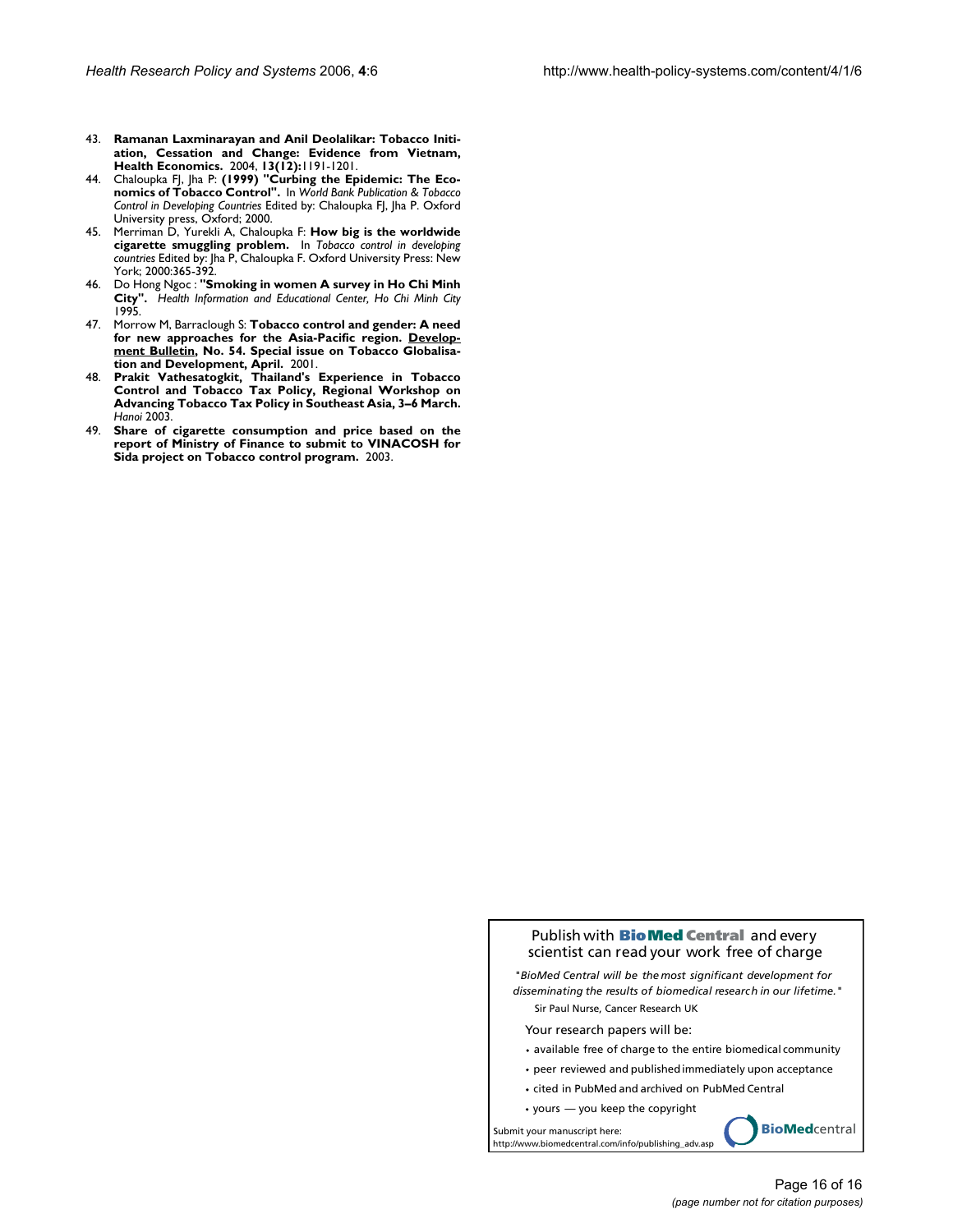43. **Ramanan Laxminarayan and Anil Deolalikar: Tobacco Initiation, Cessation and Change: Evidence from Vietnam, Health Economics.** 2004, **13(12):**1191-1201.
44. Chaloupka FJ, Jha P: **(1999) "Curbing the Epidemic: The Economics of Tobacco Control".** In *World Bank Publication & Tobacco Control in Developing Countries* Edited by: Chaloupka FJ, Jha P. Oxford University press, Oxford; 2000.
45. Merriman D, Yurekli A, Chaloupka F: **How big is the worldwide cigarette smuggling problem.** In *Tobacco control in developing countries* Edited by: Jha P, Chaloupka F. Oxford University Press: New York; 2000:365-392.
46. Do Hong Ngoc : **"Smoking in women A survey in Ho Chi Minh City".** *Health Information and Educational Center, Ho Chi Minh City* 1995.
47. Morrow M, Barraclough S: **Tobacco control and gender: A need for new approaches for the Asia-Pacific region. Development Bulletin, No. 54. Special issue on Tobacco Globalisation and Development, April.** 2001.
48. **Prakit Vathesatogkit, Thailand's Experience in Tobacco Control and Tobacco Tax Policy, Regional Workshop on Advancing Tobacco Tax Policy in Southeast Asia, 3–6 March.** *Hanoi* 2003.
49. **Share of cigarette consumption and price based on the report of Ministry of Finance to submit to VINACOSH for Sida project on Tobacco control program.** 2003.

Publish with **BioMed Central** and every scientist can read your work free of charge

*"BioMed Central will be the most significant development for disseminating the results of biomedical research in our lifetime."*

Sir Paul Nurse, Cancer Research UK

Your research papers will be:

- available free of charge to the entire biomedical community
- peer reviewed and published immediately upon acceptance
- cited in PubMed and archived on PubMed Central
- yours — you keep the copyright

Submit your manuscript here:
http://www.biomedcentral.com/info/publishing_adv.asp

**BioMed**central